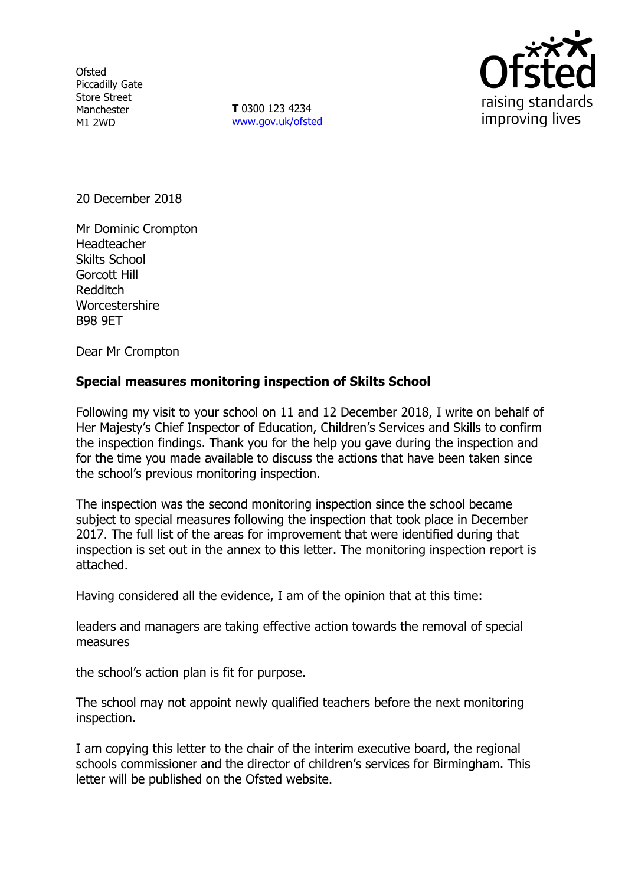Ofsted
Piccadilly Gate
Store Street
Manchester
M1 2WD

**T** 0300 123 4234
www.gov.uk/ofsted

20 December 2018

Mr Dominic Crompton
Headteacher
Skilts School
Gorcott Hill
Redditch
Worcestershire
B98 9ET

Dear Mr Crompton

**Special measures monitoring inspection of Skilts School**

Following my visit to your school on 11 and 12 December 2018, I write on behalf of Her Majesty's Chief Inspector of Education, Children's Services and Skills to confirm the inspection findings. Thank you for the help you gave during the inspection and for the time you made available to discuss the actions that have been taken since the school's previous monitoring inspection.

The inspection was the second monitoring inspection since the school became subject to special measures following the inspection that took place in December 2017. The full list of the areas for improvement that were identified during that inspection is set out in the annex to this letter. The monitoring inspection report is attached.

Having considered all the evidence, I am of the opinion that at this time:

leaders and managers are taking effective action towards the removal of special measures

the school's action plan is fit for purpose.

The school may not appoint newly qualified teachers before the next monitoring inspection.

I am copying this letter to the chair of the interim executive board, the regional schools commissioner and the director of children's services for Birmingham. This letter will be published on the Ofsted website.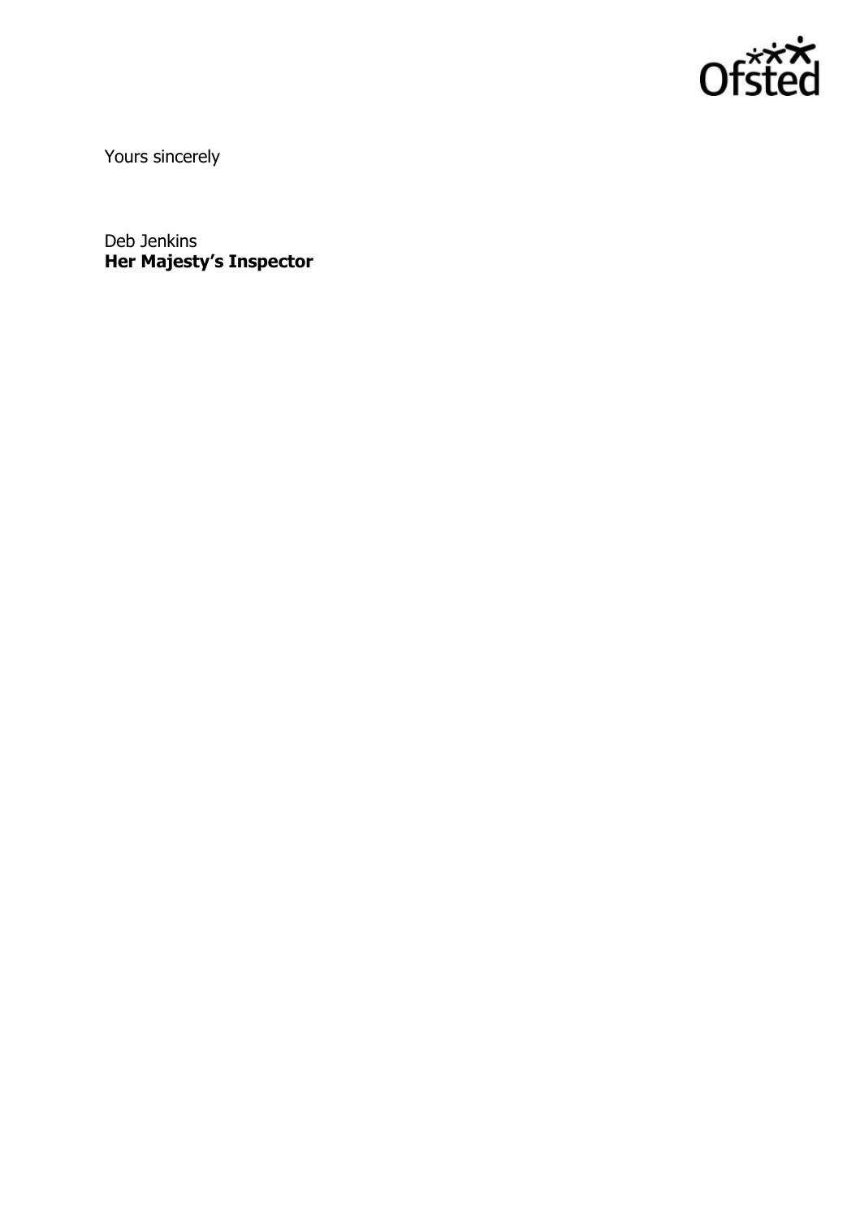Yours sincerely

Deb Jenkins
**Her Majesty's Inspector**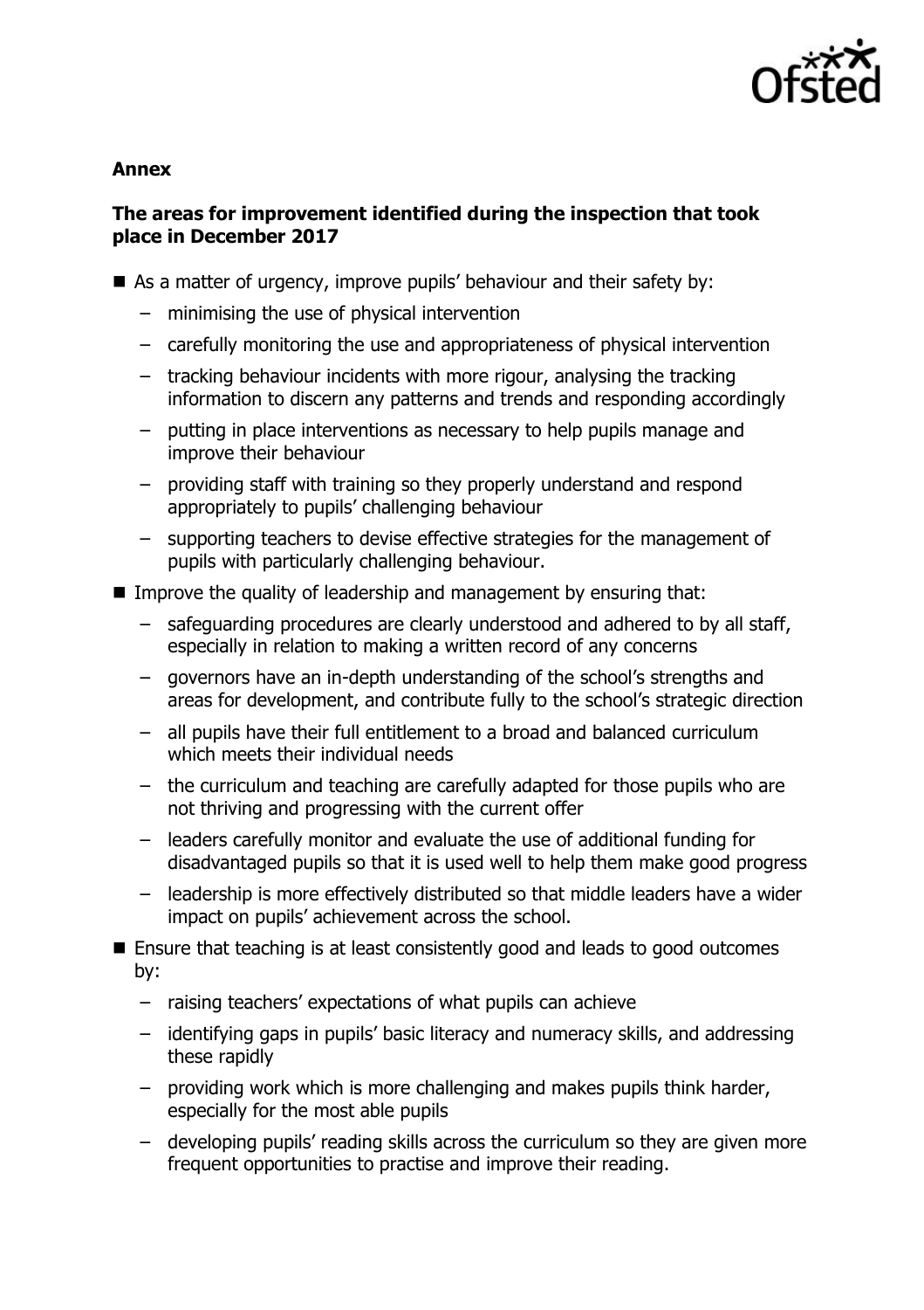**Annex**

**The areas for improvement identified during the inspection that took place in December 2017**

- As a matter of urgency, improve pupils' behaviour and their safety by:
  - minimising the use of physical intervention
  - carefully monitoring the use and appropriateness of physical intervention
  - tracking behaviour incidents with more rigour, analysing the tracking information to discern any patterns and trends and responding accordingly
  - putting in place interventions as necessary to help pupils manage and improve their behaviour
  - providing staff with training so they properly understand and respond appropriately to pupils' challenging behaviour
  - supporting teachers to devise effective strategies for the management of pupils with particularly challenging behaviour.
- Improve the quality of leadership and management by ensuring that:
  - safeguarding procedures are clearly understood and adhered to by all staff, especially in relation to making a written record of any concerns
  - governors have an in-depth understanding of the school's strengths and areas for development, and contribute fully to the school's strategic direction
  - all pupils have their full entitlement to a broad and balanced curriculum which meets their individual needs
  - the curriculum and teaching are carefully adapted for those pupils who are not thriving and progressing with the current offer
  - leaders carefully monitor and evaluate the use of additional funding for disadvantaged pupils so that it is used well to help them make good progress
  - leadership is more effectively distributed so that middle leaders have a wider impact on pupils' achievement across the school.
- Ensure that teaching is at least consistently good and leads to good outcomes by:
  - raising teachers' expectations of what pupils can achieve
  - identifying gaps in pupils' basic literacy and numeracy skills, and addressing these rapidly
  - providing work which is more challenging and makes pupils think harder, especially for the most able pupils
  - developing pupils' reading skills across the curriculum so they are given more frequent opportunities to practise and improve their reading.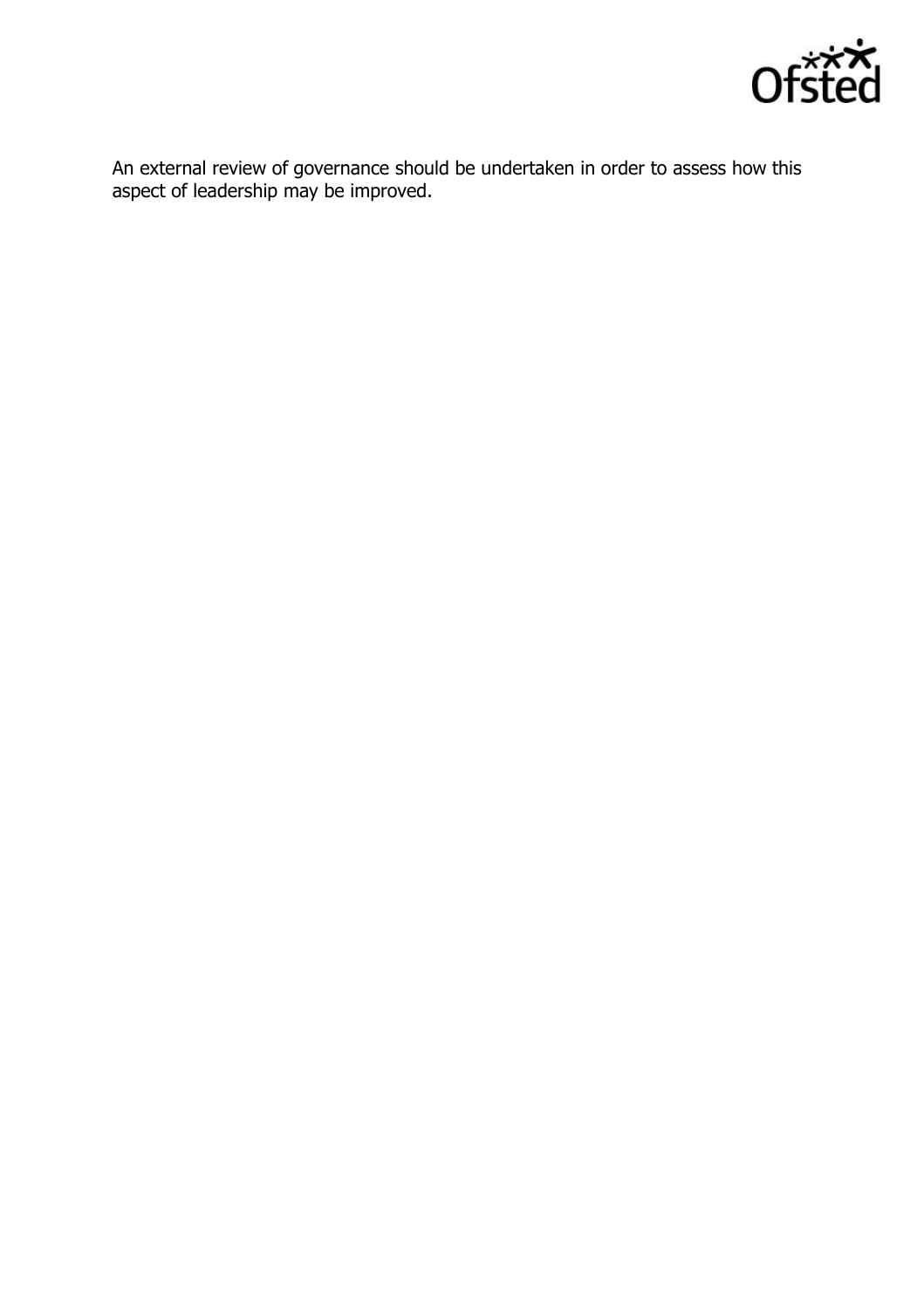An external review of governance should be undertaken in order to assess how this aspect of leadership may be improved.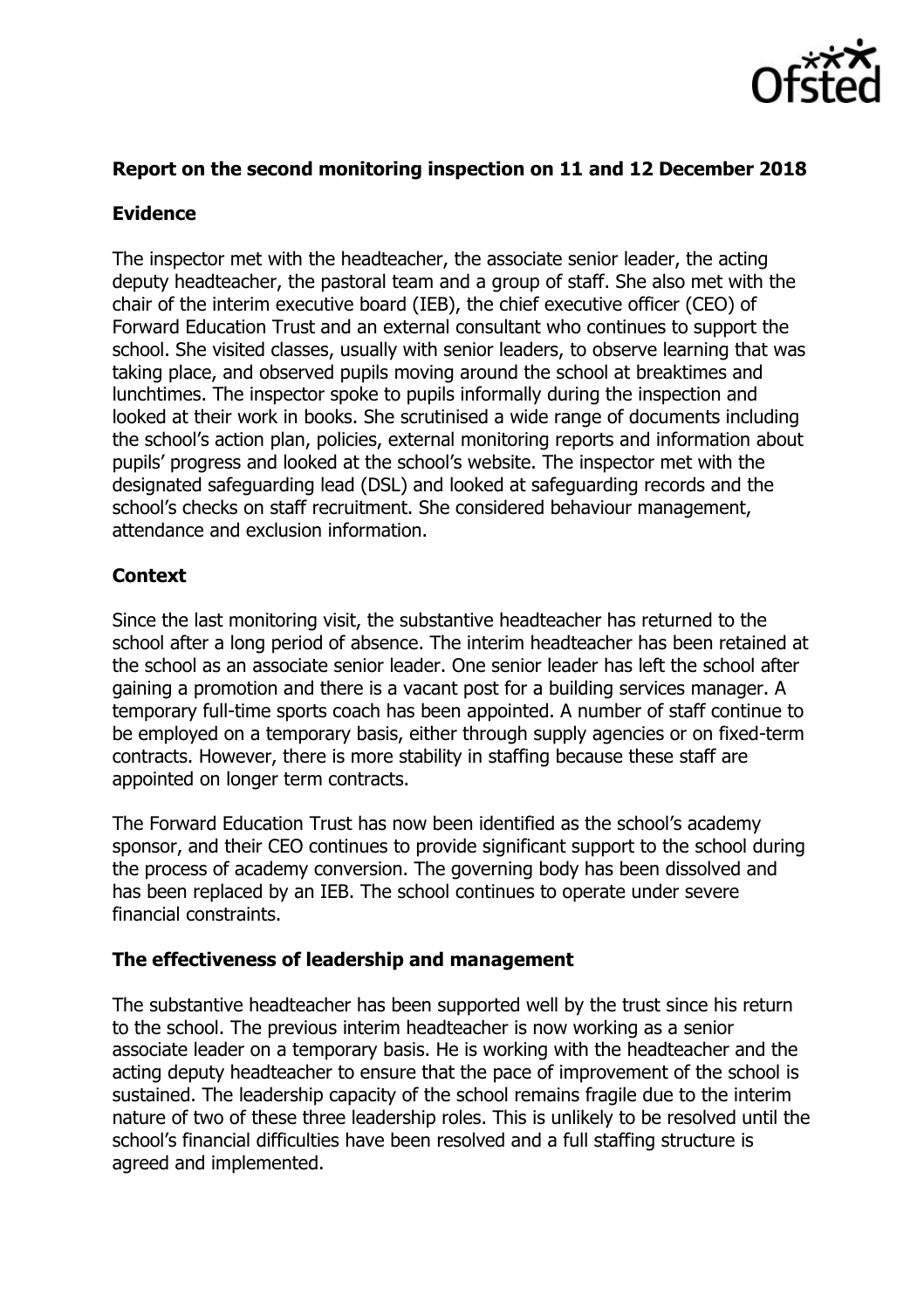**Report on the second monitoring inspection on 11 and 12 December 2018**

**Evidence**

The inspector met with the headteacher, the associate senior leader, the acting deputy headteacher, the pastoral team and a group of staff. She also met with the chair of the interim executive board (IEB), the chief executive officer (CEO) of Forward Education Trust and an external consultant who continues to support the school. She visited classes, usually with senior leaders, to observe learning that was taking place, and observed pupils moving around the school at breaktimes and lunchtimes. The inspector spoke to pupils informally during the inspection and looked at their work in books. She scrutinised a wide range of documents including the school's action plan, policies, external monitoring reports and information about pupils' progress and looked at the school's website. The inspector met with the designated safeguarding lead (DSL) and looked at safeguarding records and the school's checks on staff recruitment. She considered behaviour management, attendance and exclusion information.

**Context**

Since the last monitoring visit, the substantive headteacher has returned to the school after a long period of absence. The interim headteacher has been retained at the school as an associate senior leader. One senior leader has left the school after gaining a promotion and there is a vacant post for a building services manager. A temporary full-time sports coach has been appointed. A number of staff continue to be employed on a temporary basis, either through supply agencies or on fixed-term contracts. However, there is more stability in staffing because these staff are appointed on longer term contracts.

The Forward Education Trust has now been identified as the school's academy sponsor, and their CEO continues to provide significant support to the school during the process of academy conversion. The governing body has been dissolved and has been replaced by an IEB. The school continues to operate under severe financial constraints.

**The effectiveness of leadership and management**

The substantive headteacher has been supported well by the trust since his return to the school. The previous interim headteacher is now working as a senior associate leader on a temporary basis. He is working with the headteacher and the acting deputy headteacher to ensure that the pace of improvement of the school is sustained. The leadership capacity of the school remains fragile due to the interim nature of two of these three leadership roles. This is unlikely to be resolved until the school's financial difficulties have been resolved and a full staffing structure is agreed and implemented.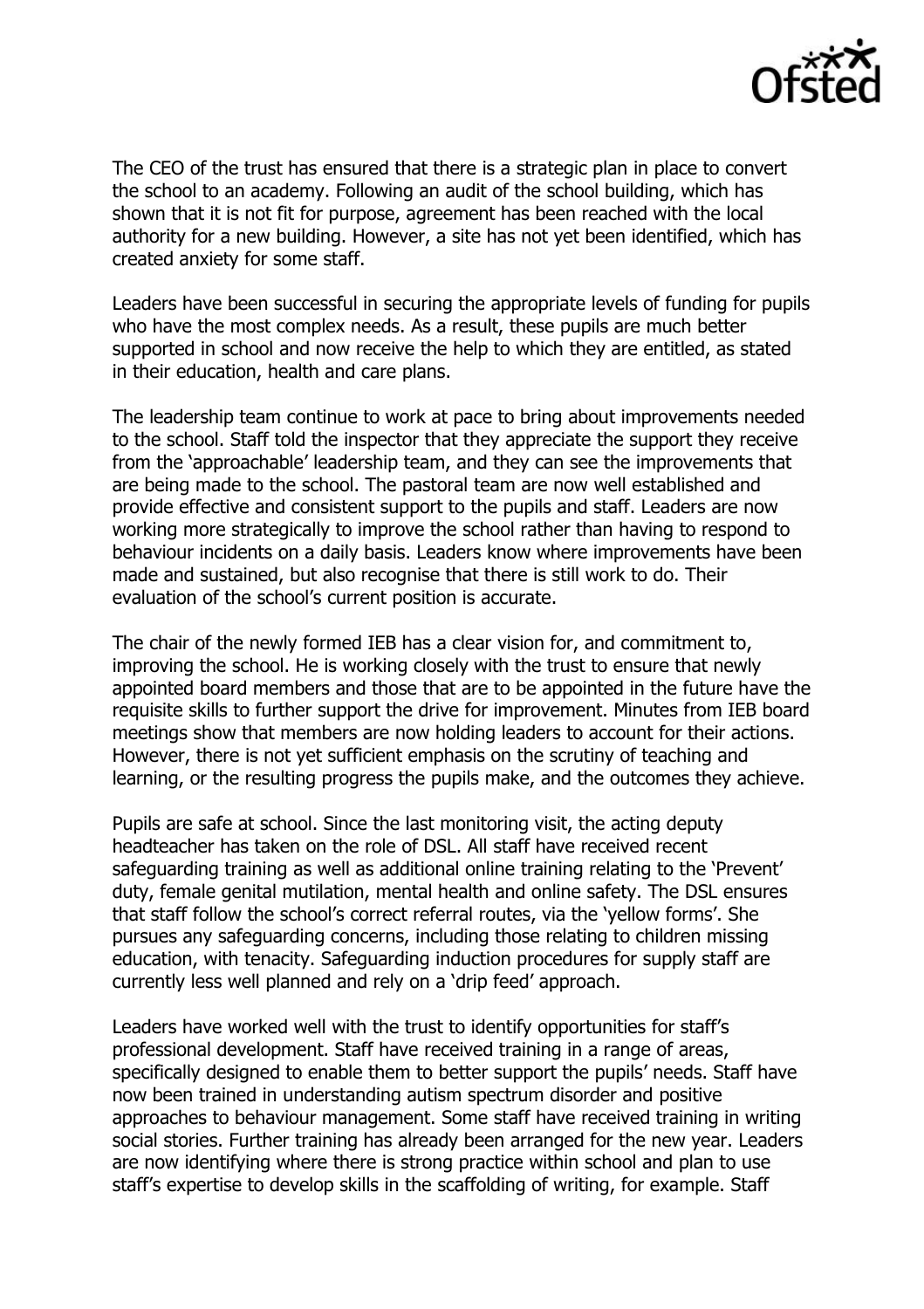The CEO of the trust has ensured that there is a strategic plan in place to convert the school to an academy. Following an audit of the school building, which has shown that it is not fit for purpose, agreement has been reached with the local authority for a new building. However, a site has not yet been identified, which has created anxiety for some staff.

Leaders have been successful in securing the appropriate levels of funding for pupils who have the most complex needs. As a result, these pupils are much better supported in school and now receive the help to which they are entitled, as stated in their education, health and care plans.

The leadership team continue to work at pace to bring about improvements needed to the school. Staff told the inspector that they appreciate the support they receive from the 'approachable' leadership team, and they can see the improvements that are being made to the school. The pastoral team are now well established and provide effective and consistent support to the pupils and staff. Leaders are now working more strategically to improve the school rather than having to respond to behaviour incidents on a daily basis. Leaders know where improvements have been made and sustained, but also recognise that there is still work to do. Their evaluation of the school's current position is accurate.

The chair of the newly formed IEB has a clear vision for, and commitment to, improving the school. He is working closely with the trust to ensure that newly appointed board members and those that are to be appointed in the future have the requisite skills to further support the drive for improvement. Minutes from IEB board meetings show that members are now holding leaders to account for their actions. However, there is not yet sufficient emphasis on the scrutiny of teaching and learning, or the resulting progress the pupils make, and the outcomes they achieve.

Pupils are safe at school. Since the last monitoring visit, the acting deputy headteacher has taken on the role of DSL. All staff have received recent safeguarding training as well as additional online training relating to the 'Prevent' duty, female genital mutilation, mental health and online safety. The DSL ensures that staff follow the school's correct referral routes, via the 'yellow forms'. She pursues any safeguarding concerns, including those relating to children missing education, with tenacity. Safeguarding induction procedures for supply staff are currently less well planned and rely on a 'drip feed' approach.

Leaders have worked well with the trust to identify opportunities for staff's professional development. Staff have received training in a range of areas, specifically designed to enable them to better support the pupils' needs. Staff have now been trained in understanding autism spectrum disorder and positive approaches to behaviour management. Some staff have received training in writing social stories. Further training has already been arranged for the new year. Leaders are now identifying where there is strong practice within school and plan to use staff's expertise to develop skills in the scaffolding of writing, for example. Staff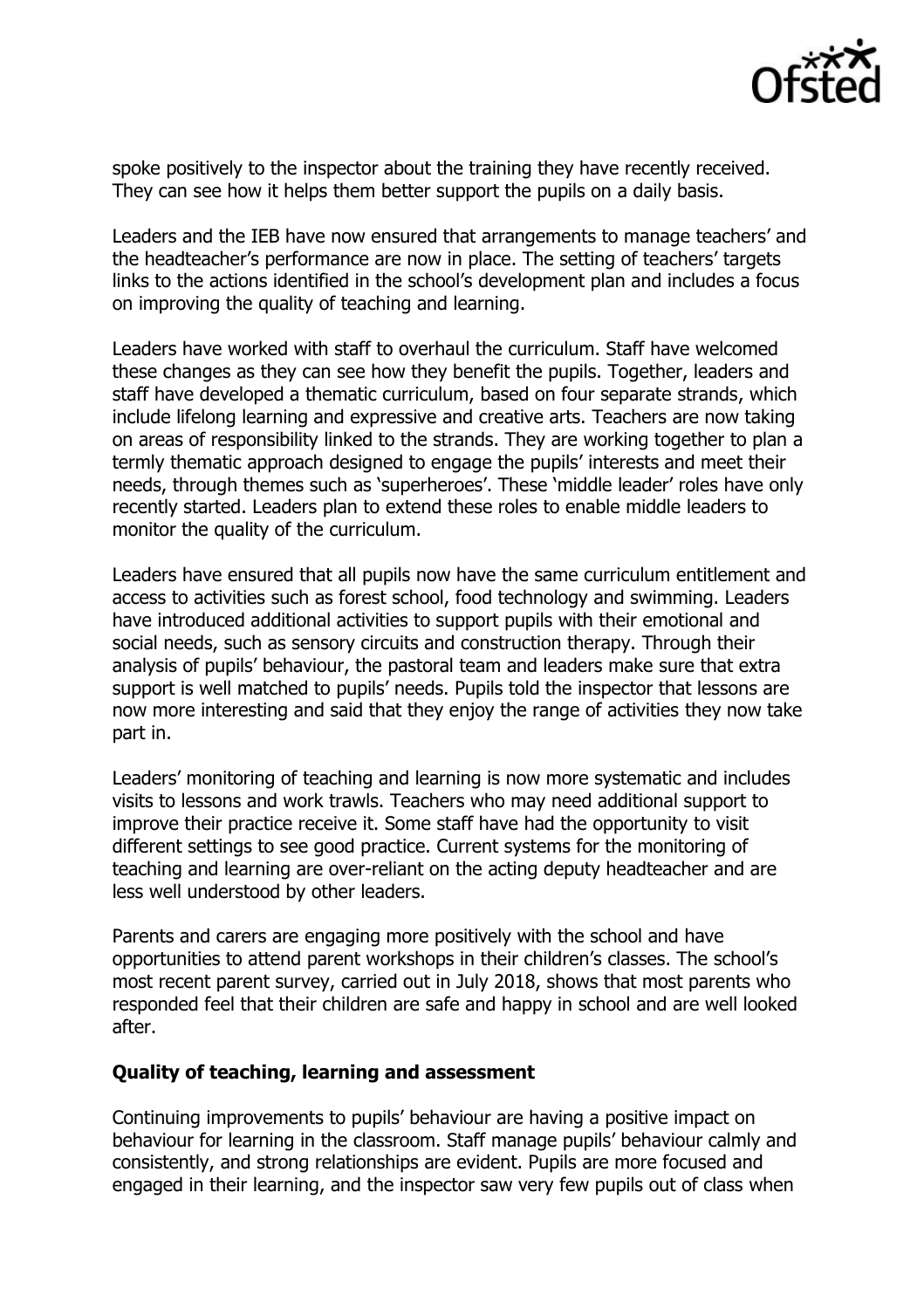spoke positively to the inspector about the training they have recently received. They can see how it helps them better support the pupils on a daily basis.

Leaders and the IEB have now ensured that arrangements to manage teachers' and the headteacher's performance are now in place. The setting of teachers' targets links to the actions identified in the school's development plan and includes a focus on improving the quality of teaching and learning.

Leaders have worked with staff to overhaul the curriculum. Staff have welcomed these changes as they can see how they benefit the pupils. Together, leaders and staff have developed a thematic curriculum, based on four separate strands, which include lifelong learning and expressive and creative arts. Teachers are now taking on areas of responsibility linked to the strands. They are working together to plan a termly thematic approach designed to engage the pupils' interests and meet their needs, through themes such as 'superheroes'. These 'middle leader' roles have only recently started. Leaders plan to extend these roles to enable middle leaders to monitor the quality of the curriculum.

Leaders have ensured that all pupils now have the same curriculum entitlement and access to activities such as forest school, food technology and swimming. Leaders have introduced additional activities to support pupils with their emotional and social needs, such as sensory circuits and construction therapy. Through their analysis of pupils' behaviour, the pastoral team and leaders make sure that extra support is well matched to pupils' needs. Pupils told the inspector that lessons are now more interesting and said that they enjoy the range of activities they now take part in.

Leaders' monitoring of teaching and learning is now more systematic and includes visits to lessons and work trawls. Teachers who may need additional support to improve their practice receive it. Some staff have had the opportunity to visit different settings to see good practice. Current systems for the monitoring of teaching and learning are over-reliant on the acting deputy headteacher and are less well understood by other leaders.

Parents and carers are engaging more positively with the school and have opportunities to attend parent workshops in their children's classes. The school's most recent parent survey, carried out in July 2018, shows that most parents who responded feel that their children are safe and happy in school and are well looked after.

**Quality of teaching, learning and assessment**

Continuing improvements to pupils' behaviour are having a positive impact on behaviour for learning in the classroom. Staff manage pupils' behaviour calmly and consistently, and strong relationships are evident. Pupils are more focused and engaged in their learning, and the inspector saw very few pupils out of class when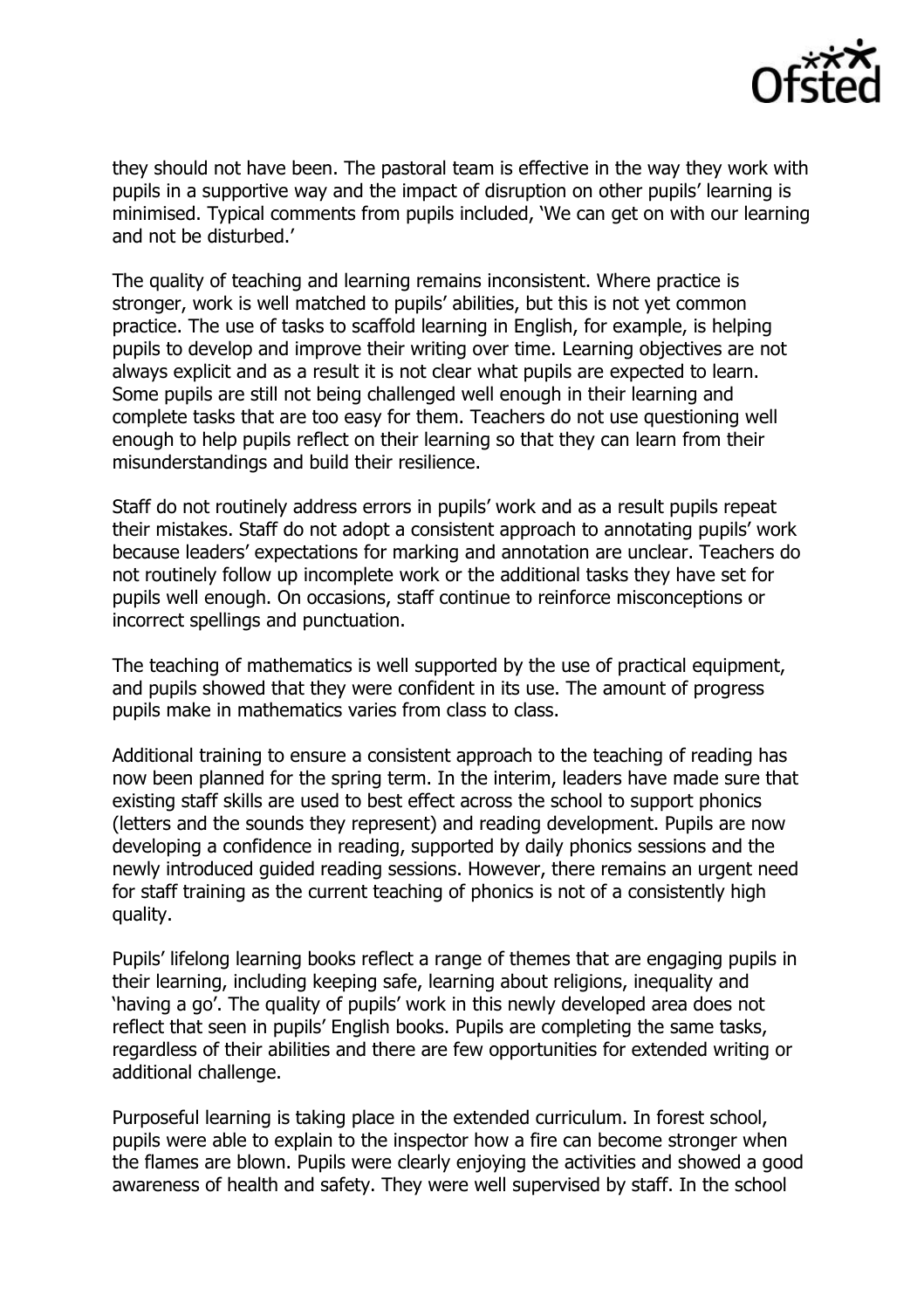they should not have been. The pastoral team is effective in the way they work with pupils in a supportive way and the impact of disruption on other pupils' learning is minimised. Typical comments from pupils included, 'We can get on with our learning and not be disturbed.'

The quality of teaching and learning remains inconsistent. Where practice is stronger, work is well matched to pupils' abilities, but this is not yet common practice. The use of tasks to scaffold learning in English, for example, is helping pupils to develop and improve their writing over time. Learning objectives are not always explicit and as a result it is not clear what pupils are expected to learn. Some pupils are still not being challenged well enough in their learning and complete tasks that are too easy for them. Teachers do not use questioning well enough to help pupils reflect on their learning so that they can learn from their misunderstandings and build their resilience.

Staff do not routinely address errors in pupils' work and as a result pupils repeat their mistakes. Staff do not adopt a consistent approach to annotating pupils' work because leaders' expectations for marking and annotation are unclear. Teachers do not routinely follow up incomplete work or the additional tasks they have set for pupils well enough. On occasions, staff continue to reinforce misconceptions or incorrect spellings and punctuation.

The teaching of mathematics is well supported by the use of practical equipment, and pupils showed that they were confident in its use. The amount of progress pupils make in mathematics varies from class to class.

Additional training to ensure a consistent approach to the teaching of reading has now been planned for the spring term. In the interim, leaders have made sure that existing staff skills are used to best effect across the school to support phonics (letters and the sounds they represent) and reading development. Pupils are now developing a confidence in reading, supported by daily phonics sessions and the newly introduced guided reading sessions. However, there remains an urgent need for staff training as the current teaching of phonics is not of a consistently high quality.

Pupils' lifelong learning books reflect a range of themes that are engaging pupils in their learning, including keeping safe, learning about religions, inequality and 'having a go'. The quality of pupils' work in this newly developed area does not reflect that seen in pupils' English books. Pupils are completing the same tasks, regardless of their abilities and there are few opportunities for extended writing or additional challenge.

Purposeful learning is taking place in the extended curriculum. In forest school, pupils were able to explain to the inspector how a fire can become stronger when the flames are blown. Pupils were clearly enjoying the activities and showed a good awareness of health and safety. They were well supervised by staff. In the school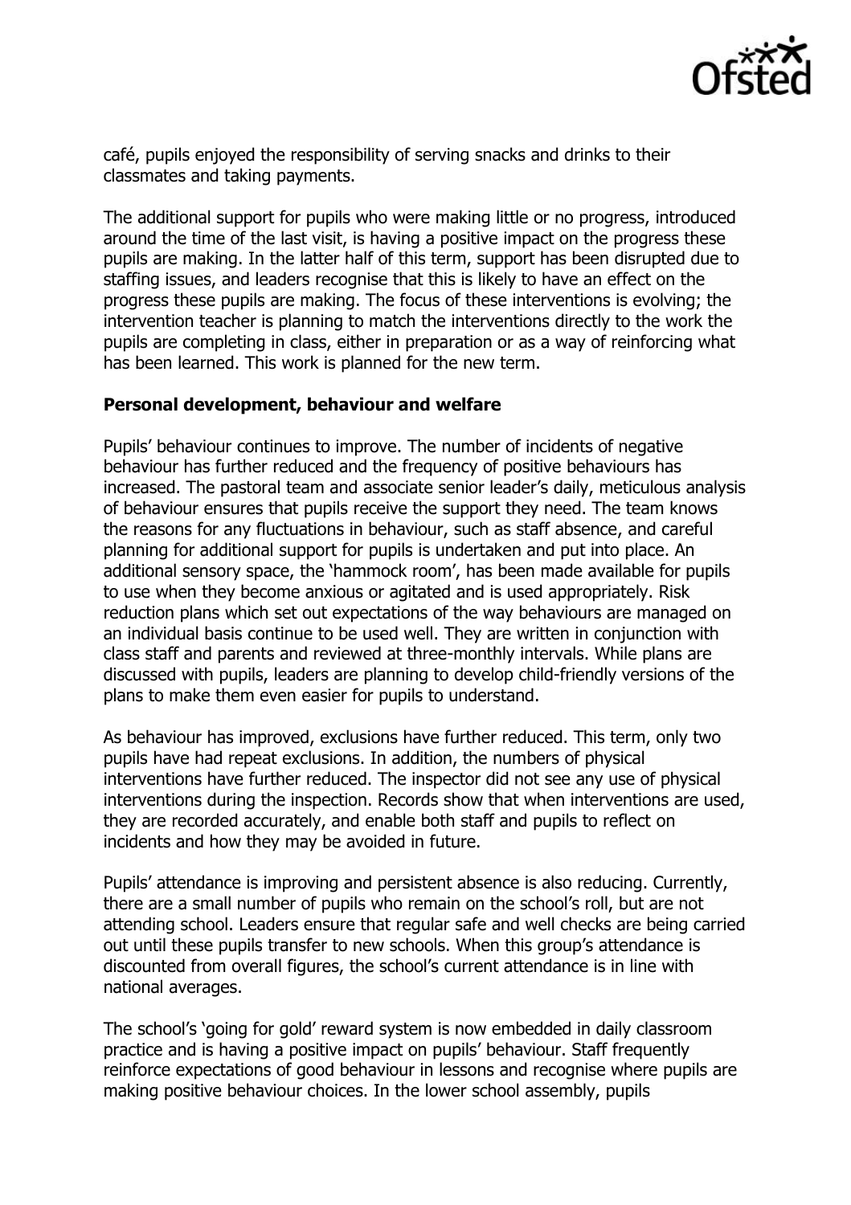café, pupils enjoyed the responsibility of serving snacks and drinks to their classmates and taking payments.

The additional support for pupils who were making little or no progress, introduced around the time of the last visit, is having a positive impact on the progress these pupils are making. In the latter half of this term, support has been disrupted due to staffing issues, and leaders recognise that this is likely to have an effect on the progress these pupils are making. The focus of these interventions is evolving; the intervention teacher is planning to match the interventions directly to the work the pupils are completing in class, either in preparation or as a way of reinforcing what has been learned. This work is planned for the new term.

**Personal development, behaviour and welfare**

Pupils' behaviour continues to improve. The number of incidents of negative behaviour has further reduced and the frequency of positive behaviours has increased. The pastoral team and associate senior leader's daily, meticulous analysis of behaviour ensures that pupils receive the support they need. The team knows the reasons for any fluctuations in behaviour, such as staff absence, and careful planning for additional support for pupils is undertaken and put into place. An additional sensory space, the 'hammock room', has been made available for pupils to use when they become anxious or agitated and is used appropriately. Risk reduction plans which set out expectations of the way behaviours are managed on an individual basis continue to be used well. They are written in conjunction with class staff and parents and reviewed at three-monthly intervals. While plans are discussed with pupils, leaders are planning to develop child-friendly versions of the plans to make them even easier for pupils to understand.

As behaviour has improved, exclusions have further reduced. This term, only two pupils have had repeat exclusions. In addition, the numbers of physical interventions have further reduced. The inspector did not see any use of physical interventions during the inspection. Records show that when interventions are used, they are recorded accurately, and enable both staff and pupils to reflect on incidents and how they may be avoided in future.

Pupils' attendance is improving and persistent absence is also reducing. Currently, there are a small number of pupils who remain on the school's roll, but are not attending school. Leaders ensure that regular safe and well checks are being carried out until these pupils transfer to new schools. When this group's attendance is discounted from overall figures, the school's current attendance is in line with national averages.

The school's 'going for gold' reward system is now embedded in daily classroom practice and is having a positive impact on pupils' behaviour. Staff frequently reinforce expectations of good behaviour in lessons and recognise where pupils are making positive behaviour choices. In the lower school assembly, pupils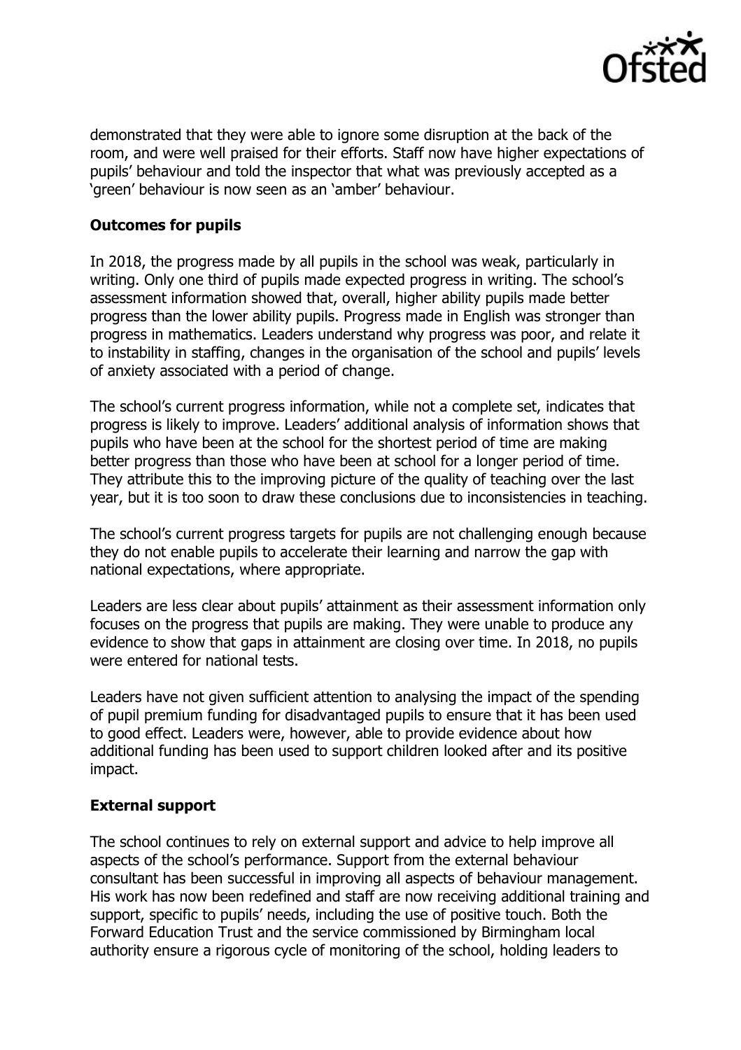demonstrated that they were able to ignore some disruption at the back of the room, and were well praised for their efforts. Staff now have higher expectations of pupils' behaviour and told the inspector that what was previously accepted as a 'green' behaviour is now seen as an 'amber' behaviour.

**Outcomes for pupils**

In 2018, the progress made by all pupils in the school was weak, particularly in writing. Only one third of pupils made expected progress in writing. The school's assessment information showed that, overall, higher ability pupils made better progress than the lower ability pupils. Progress made in English was stronger than progress in mathematics. Leaders understand why progress was poor, and relate it to instability in staffing, changes in the organisation of the school and pupils' levels of anxiety associated with a period of change.

The school's current progress information, while not a complete set, indicates that progress is likely to improve. Leaders' additional analysis of information shows that pupils who have been at the school for the shortest period of time are making better progress than those who have been at school for a longer period of time. They attribute this to the improving picture of the quality of teaching over the last year, but it is too soon to draw these conclusions due to inconsistencies in teaching.

The school's current progress targets for pupils are not challenging enough because they do not enable pupils to accelerate their learning and narrow the gap with national expectations, where appropriate.

Leaders are less clear about pupils' attainment as their assessment information only focuses on the progress that pupils are making. They were unable to produce any evidence to show that gaps in attainment are closing over time. In 2018, no pupils were entered for national tests.

Leaders have not given sufficient attention to analysing the impact of the spending of pupil premium funding for disadvantaged pupils to ensure that it has been used to good effect. Leaders were, however, able to provide evidence about how additional funding has been used to support children looked after and its positive impact.

**External support**

The school continues to rely on external support and advice to help improve all aspects of the school's performance. Support from the external behaviour consultant has been successful in improving all aspects of behaviour management. His work has now been redefined and staff are now receiving additional training and support, specific to pupils' needs, including the use of positive touch. Both the Forward Education Trust and the service commissioned by Birmingham local authority ensure a rigorous cycle of monitoring of the school, holding leaders to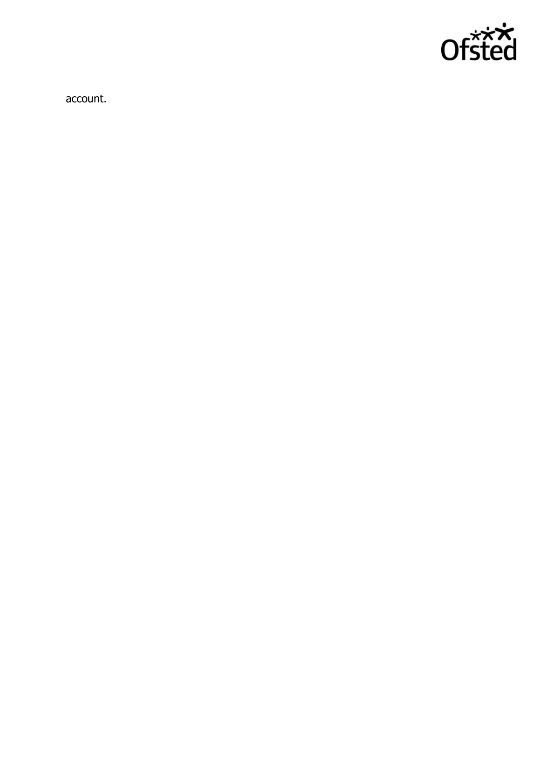account.